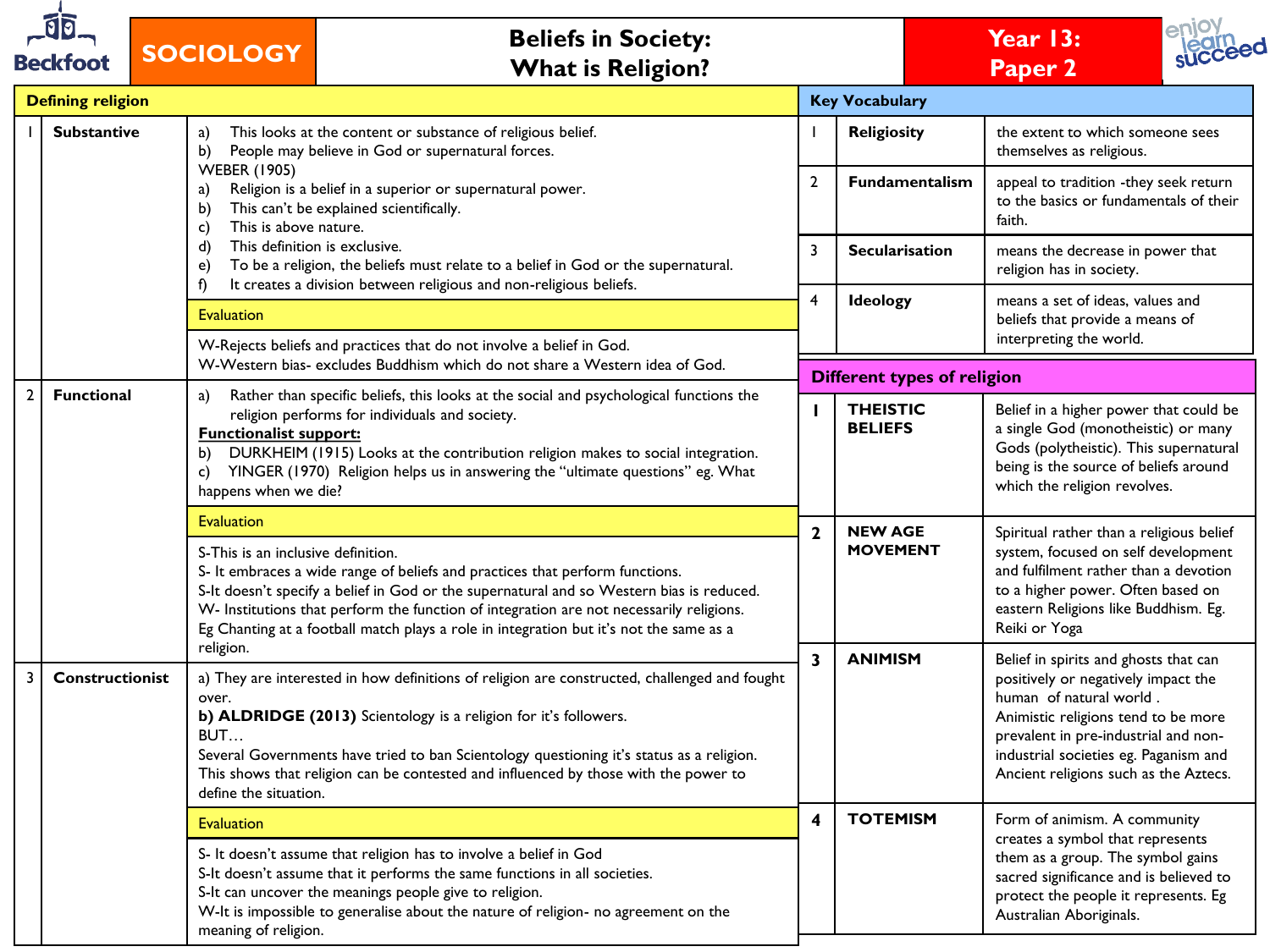# SOCIOLOGY — Beliefs in Society: What is Religion? — Year 13: Paper 2

Beckfoot

## Defining religion

| | | |
|---|---|---|
| 1 | **Substantive** | a) This looks at the content or substance of religious belief.<br>b) People may believe in God or supernatural forces.<br>WEBER (1905)<br>a) Religion is a belief in a superior or supernatural power.<br>b) This can't be explained scientifically.<br>c) This is above nature.<br>d) This definition is exclusive.<br>e) To be a religion, the beliefs must relate to a belief in God or the supernatural.<br>f) It creates a division between religious and non-religious beliefs. |
| | | Evaluation |
| | | W-Rejects beliefs and practices that do not involve a belief in God.<br>W-Western bias- excludes Buddhism which do not share a Western idea of God. |
| 2 | **Functional** | a) Rather than specific beliefs, this looks at the social and psychological functions the religion performs for individuals and society.<br>**Functionalist support:**<br>b) DURKHEIM (1915) Looks at the contribution religion makes to social integration.<br>c) YINGER (1970) Religion helps us in answering the "ultimate questions" eg. What happens when we die? |
| | | Evaluation |
| | | S-This is an inclusive definition.<br>S- It embraces a wide range of beliefs and practices that perform functions.<br>S-It doesn't specify a belief in God or the supernatural and so Western bias is reduced.<br>W- Institutions that perform the function of integration are not necessarily religions. Eg Chanting at a football match plays a role in integration but it's not the same as a religion. |
| 3 | **Constructionist** | a) They are interested in how definitions of religion are constructed, challenged and fought over.<br>**b) ALDRIDGE (2013)** Scientology is a religion for it's followers.<br>BUT…<br>Several Governments have tried to ban Scientology questioning it's status as a religion. This shows that religion can be contested and influenced by those with the power to define the situation. |
| | | Evaluation |
| | | S- It doesn't assume that religion has to involve a belief in God<br>S-It doesn't assume that it performs the same functions in all societies.<br>S-It can uncover the meanings people give to religion.<br>W-It is impossible to generalise about the nature of religion- no agreement on the meaning of religion. |

## Key Vocabulary

| | | |
|---|---|---|
| 1 | **Religiosity** | the extent to which someone sees themselves as religious. |
| 2 | **Fundamentalism** | appeal to tradition -they seek return to the basics or fundamentals of their faith. |
| 3 | **Secularisation** | means the decrease in power that religion has in society. |
| 4 | **Ideology** | means a set of ideas, values and beliefs that provide a means of interpreting the world. |

## Different types of religion

| | | |
|---|---|---|
| 1 | **THEISTIC BELIEFS** | Belief in a higher power that could be a single God (monotheistic) or many Gods (polytheistic). This supernatural being is the source of beliefs around which the religion revolves. |
| 2 | **NEW AGE MOVEMENT** | Spiritual rather than a religious belief system, focused on self development and fulfilment rather than a devotion to a higher power. Often based on eastern Religions like Buddhism. Eg. Reiki or Yoga |
| 3 | **ANIMISM** | Belief in spirits and ghosts that can positively or negatively impact the human of natural world .<br>Animistic religions tend to be more prevalent in pre-industrial and non-industrial societies eg. Paganism and Ancient religions such as the Aztecs. |
| 4 | **TOTEMISM** | Form of animism. A community creates a symbol that represents them as a group. The symbol gains sacred significance and is believed to protect the people it represents. Eg Australian Aboriginals. |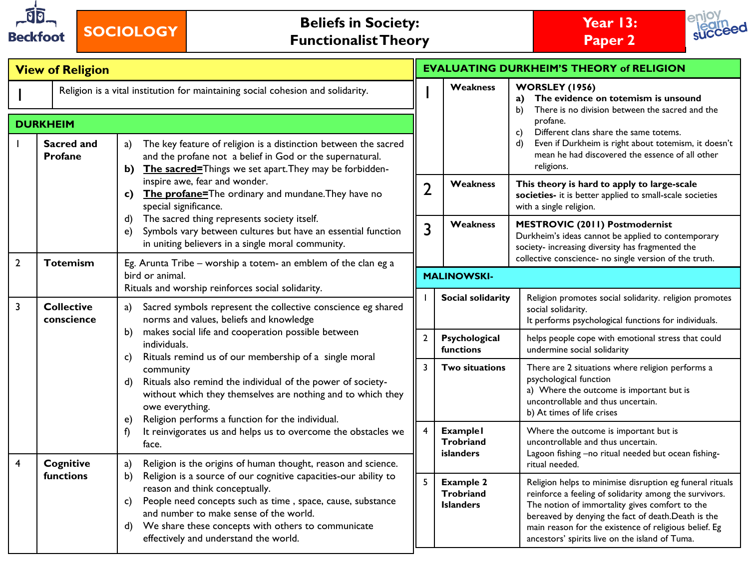# SOCIOLOGY — Beliefs in Society: Functionalist Theory — Year 13: Paper 2

## View of Religion

| | |
|---|---|
| 1 | Religion is a vital institution for maintaining social cohesion and solidarity. |

## DURKHEIM

| | | |
|---|---|---|
| 1 | **Sacred and Profane** | a) The key feature of religion is a distinction between the sacred and the profane not a belief in God or the supernatural.<br>**b)** **The sacred=**Things we set apart.They may be forbidden- inspire awe, fear and wonder.<br>**c)** **The profane=**The ordinary and mundane.They have no special significance.<br>d) The sacred thing represents society itself.<br>e) Symbols vary between cultures but have an essential function in uniting believers in a single moral community. |
| 2 | **Totemism** | Eg. Arunta Tribe – worship a totem- an emblem of the clan eg a bird or animal.<br>Rituals and worship reinforces social solidarity. |
| 3 | **Collective conscience** | a) Sacred symbols represent the collective conscience eg shared norms and values, beliefs and knowledge<br>b) makes social life and cooperation possible between individuals.<br>c) Rituals remind us of our membership of a single moral community<br>d) Rituals also remind the individual of the power of society- without which they themselves are nothing and to which they owe everything.<br>e) Religion performs a function for the individual.<br>f) It reinvigorates us and helps us to overcome the obstacles we face. |
| 4 | **Cognitive functions** | a) Religion is the origins of human thought, reason and science.<br>b) Religion is a source of our cognitive capacities-our ability to reason and think conceptually.<br>c) People need concepts such as time , space, cause, substance and number to make sense of the world.<br>d) We share these concepts with others to communicate effectively and understand the world. |

## EVALUATING DURKHEIM'S THEORY of RELIGION

| | | |
|---|---|---|
| 1 | **Weakness** | **WORSLEY (1956)**<br>**a) The evidence on totemism is unsound**<br>b) There is no division between the sacred and the profane.<br>c) Different clans share the same totems.<br>d) Even if Durkheim is right about totemism, it doesn't mean he had discovered the essence of all other religions. |
| 2 | **Weakness** | **This theory is hard to apply to large-scale societies-** it is better applied to small-scale societies with a single religion. |
| 3 | **Weakness** | **MESTROVIC (2011) Postmodernist**<br>Durkheim's ideas cannot be applied to contemporary society- increasing diversity has fragmented the collective conscience- no single version of the truth. |

## MALINOWSKI-

| | | |
|---|---|---|
| 1 | **Social solidarity** | Religion promotes social solidarity. religion promotes social solidarity.<br>It performs psychological functions for individuals. |
| 2 | **Psychological functions** | helps people cope with emotional stress that could undermine social solidarity |
| 3 | **Two situations** | There are 2 situations where religion performs a psychological function<br>a) Where the outcome is important but is uncontrollable and thus uncertain.<br>b) At times of life crises |
| 4 | **Example1 Trobriand islanders** | Where the outcome is important but is uncontrollable and thus uncertain.<br>Lagoon fishing –no ritual needed but ocean fishing- ritual needed. |
| 5 | **Example 2 Trobriand Islanders** | Religion helps to minimise disruption eg funeral rituals reinforce a feeling of solidarity among the survivors. The notion of immortality gives comfort to the bereaved by denying the fact of death.Death is the main reason for the existence of religious belief. Eg ancestors' spirits live on the island of Tuma. |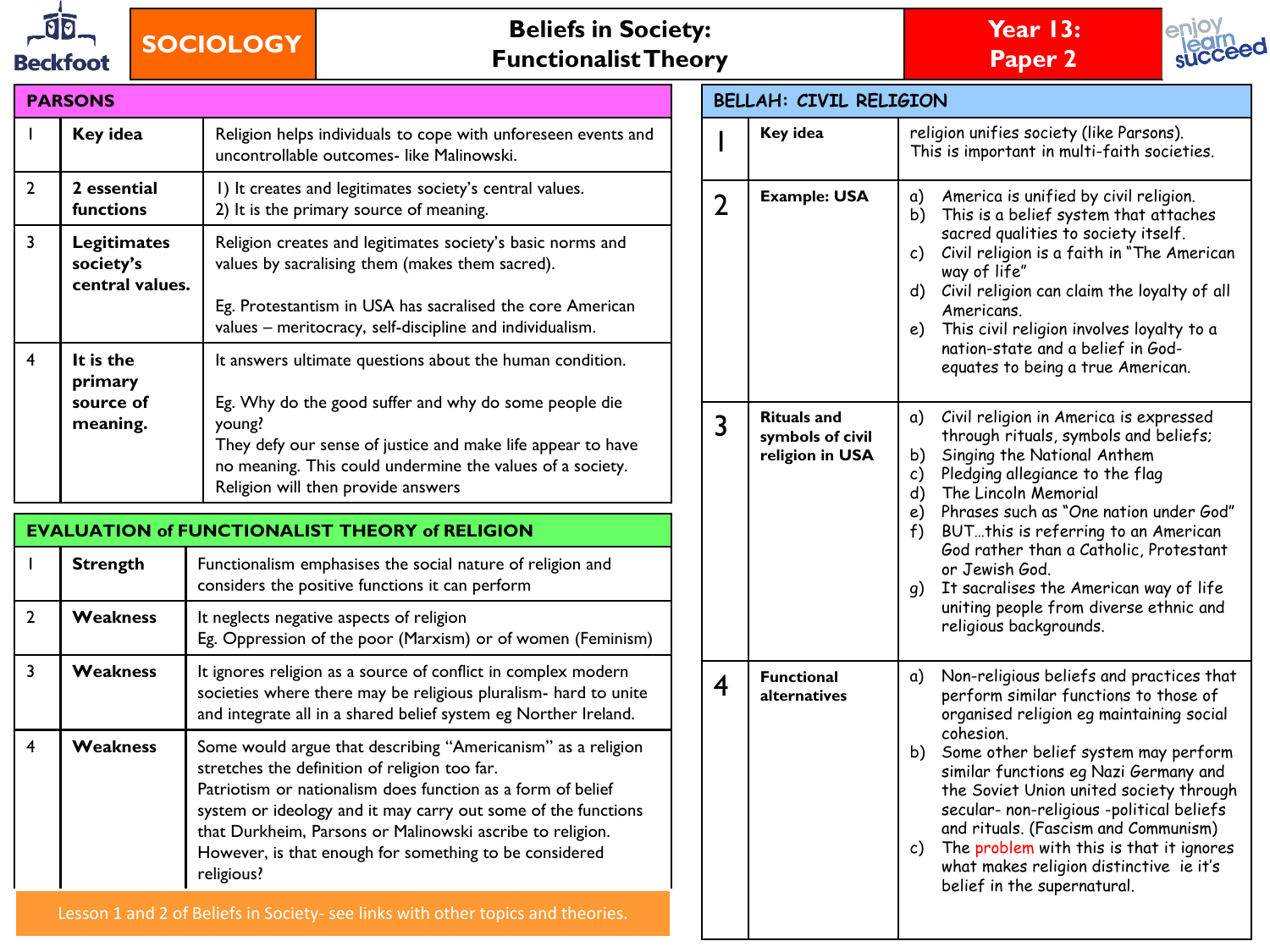# SOCIOLOGY

## Beliefs in Society: Functionalist Theory

**Year 13: Paper 2**

### PARSONS

| | | |
|---|---|---|
| 1 | **Key idea** | Religion helps individuals to cope with unforeseen events and uncontrollable outcomes- like Malinowski. |
| 2 | **2 essential functions** | 1) It creates and legitimates society's central values.<br>2) It is the primary source of meaning. |
| 3 | **Legitimates society's central values.** | Religion creates and legitimates society's basic norms and values by sacralising them (makes them sacred).<br><br>Eg. Protestantism in USA has sacralised the core American values – meritocracy, self-discipline and individualism. |
| 4 | **It is the primary source of meaning.** | It answers ultimate questions about the human condition.<br><br>Eg. Why do the good suffer and why do some people die young?<br>They defy our sense of justice and make life appear to have no meaning. This could undermine the values of a society. Religion will then provide answers |

### EVALUATION of FUNCTIONALIST THEORY of RELIGION

| | | |
|---|---|---|
| 1 | **Strength** | Functionalism emphasises the social nature of religion and considers the positive functions it can perform |
| 2 | **Weakness** | It neglects negative aspects of religion<br>Eg. Oppression of the poor (Marxism) or of women (Feminism) |
| 3 | **Weakness** | It ignores religion as a source of conflict in complex modern societies where there may be religious pluralism- hard to unite and integrate all in a shared belief system eg Norther Ireland. |
| 4 | **Weakness** | Some would argue that describing "Americanism" as a religion stretches the definition of religion too far.<br>Patriotism or nationalism does function as a form of belief system or ideology and it may carry out some of the functions that Durkheim, Parsons or Malinowski ascribe to religion.<br>However, is that enough for something to be considered religious? |

Lesson 1 and 2 of Beliefs in Society- see links with other topics and theories.

### BELLAH: CIVIL RELIGION

| | | |
|---|---|---|
| 1 | **Key idea** | religion unifies society (like Parsons).<br>This is important in multi-faith societies. |
| 2 | **Example: USA** | a) America is unified by civil religion.<br>b) This is a belief system that attaches sacred qualities to society itself.<br>c) Civil religion is a faith in "The American way of life"<br>d) Civil religion can claim the loyalty of all Americans.<br>e) This civil religion involves loyalty to a nation-state and a belief in God- equates to being a true American. |
| 3 | **Rituals and symbols of civil religion in USA** | a) Civil religion in America is expressed through rituals, symbols and beliefs;<br>b) Singing the National Anthem<br>c) Pledging allegiance to the flag<br>d) The Lincoln Memorial<br>e) Phrases such as "One nation under God"<br>f) BUT…this is referring to an American God rather than a Catholic, Protestant or Jewish God.<br>g) It sacralises the American way of life uniting people from diverse ethnic and religious backgrounds. |
| 4 | **Functional alternatives** | a) Non-religious beliefs and practices that perform similar functions to those of organised religion eg maintaining social cohesion.<br>b) Some other belief system may perform similar functions eg Nazi Germany and the Soviet Union united society through secular- non-religious -political beliefs and rituals. (Fascism and Communism)<br>c) The problem with this is that it ignores what makes religion distinctive ie it's belief in the supernatural. |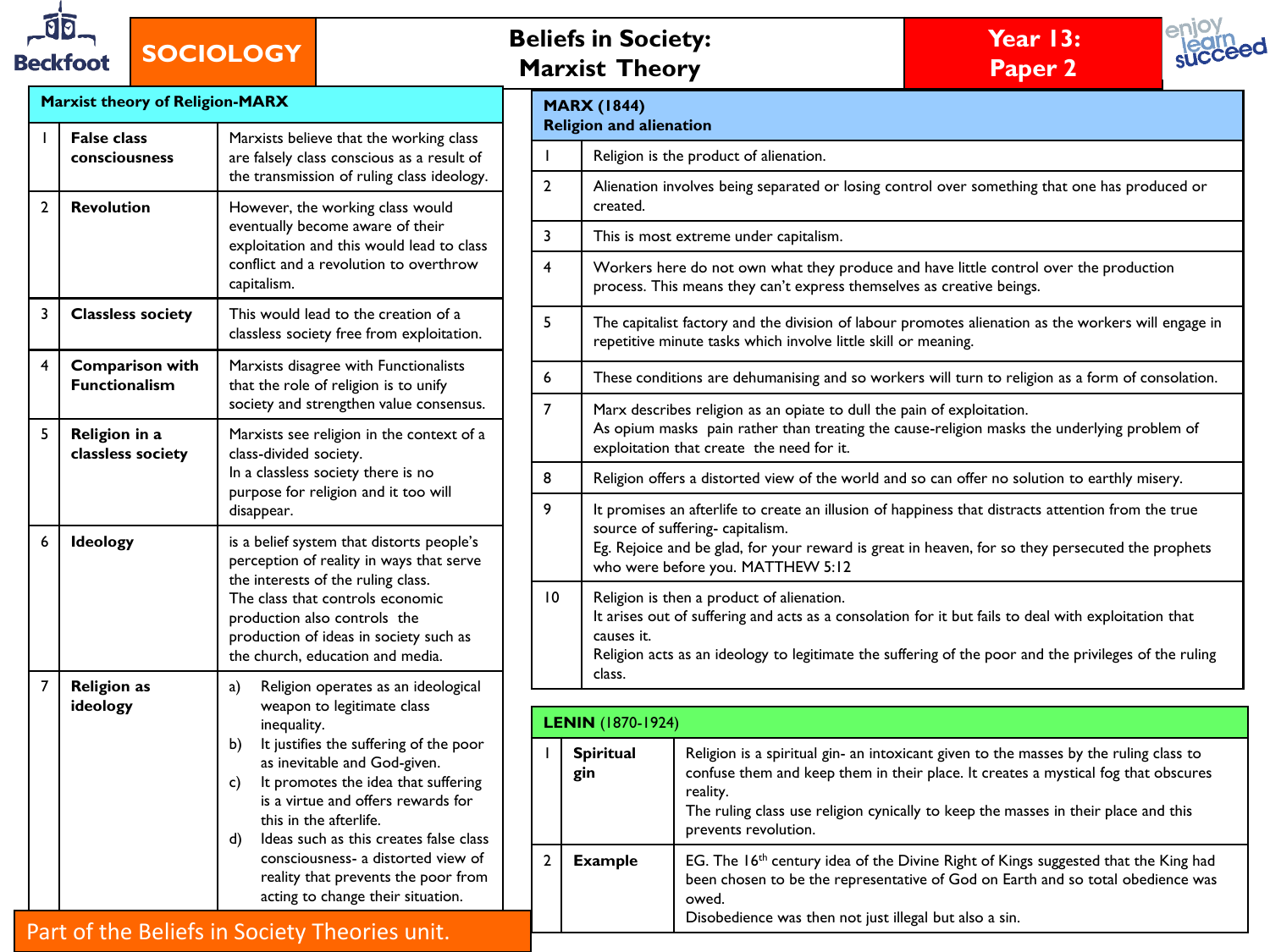# SOCIOLOGY

## Beliefs in Society: Marxist Theory

**Year 13: Paper 2**

### Marxist theory of Religion-MARX

| | | |
|---|---|---|
| 1 | **False class consciousness** | Marxists believe that the working class are falsely class conscious as a result of the transmission of ruling class ideology. |
| 2 | **Revolution** | However, the working class would eventually become aware of their exploitation and this would lead to class conflict and a revolution to overthrow capitalism. |
| 3 | **Classless society** | This would lead to the creation of a classless society free from exploitation. |
| 4 | **Comparison with Functionalism** | Marxists disagree with Functionalists that the role of religion is to unify society and strengthen value consensus. |
| 5 | **Religion in a classless society** | Marxists see religion in the context of a class-divided society.<br>In a classless society there is no purpose for religion and it too will disappear. |
| 6 | **Ideology** | is a belief system that distorts people's perception of reality in ways that serve the interests of the ruling class.<br>The class that controls economic production also controls the production of ideas in society such as the church, education and media. |
| 7 | **Religion as ideology** | a) Religion operates as an ideological weapon to legitimate class inequality.<br>b) It justifies the suffering of the poor as inevitable and God-given.<br>c) It promotes the idea that suffering is a virtue and offers rewards for this in the afterlife.<br>d) Ideas such as this creates false class consciousness- a distorted view of reality that prevents the poor from acting to change their situation. |

Part of the Beliefs in Society Theories unit.

### MARX (1844) Religion and alienation

| | |
|---|---|
| 1 | Religion is the product of alienation. |
| 2 | Alienation involves being separated or losing control over something that one has produced or created. |
| 3 | This is most extreme under capitalism. |
| 4 | Workers here do not own what they produce and have little control over the production process. This means they can't express themselves as creative beings. |
| 5 | The capitalist factory and the division of labour promotes alienation as the workers will engage in repetitive minute tasks which involve little skill or meaning. |
| 6 | These conditions are dehumanising and so workers will turn to religion as a form of consolation. |
| 7 | Marx describes religion as an opiate to dull the pain of exploitation.<br>As opium masks pain rather than treating the cause-religion masks the underlying problem of exploitation that create the need for it. |
| 8 | Religion offers a distorted view of the world and so can offer no solution to earthly misery. |
| 9 | It promises an afterlife to create an illusion of happiness that distracts attention from the true source of suffering- capitalism.<br>Eg. Rejoice and be glad, for your reward is great in heaven, for so they persecuted the prophets who were before you. MATTHEW 5:12 |
| 10 | Religion is then a product of alienation.<br>It arises out of suffering and acts as a consolation for it but fails to deal with exploitation that causes it.<br>Religion acts as an ideology to legitimate the suffering of the poor and the privileges of the ruling class. |

### LENIN (1870-1924)

| | | |
|---|---|---|
| 1 | **Spiritual gin** | Religion is a spiritual gin- an intoxicant given to the masses by the ruling class to confuse them and keep them in their place. It creates a mystical fog that obscures reality.<br>The ruling class use religion cynically to keep the masses in their place and this prevents revolution. |
| 2 | **Example** | EG. The 16th century idea of the Divine Right of Kings suggested that the King had been chosen to be the representative of God on Earth and so total obedience was owed.<br>Disobedience was then not just illegal but also a sin. |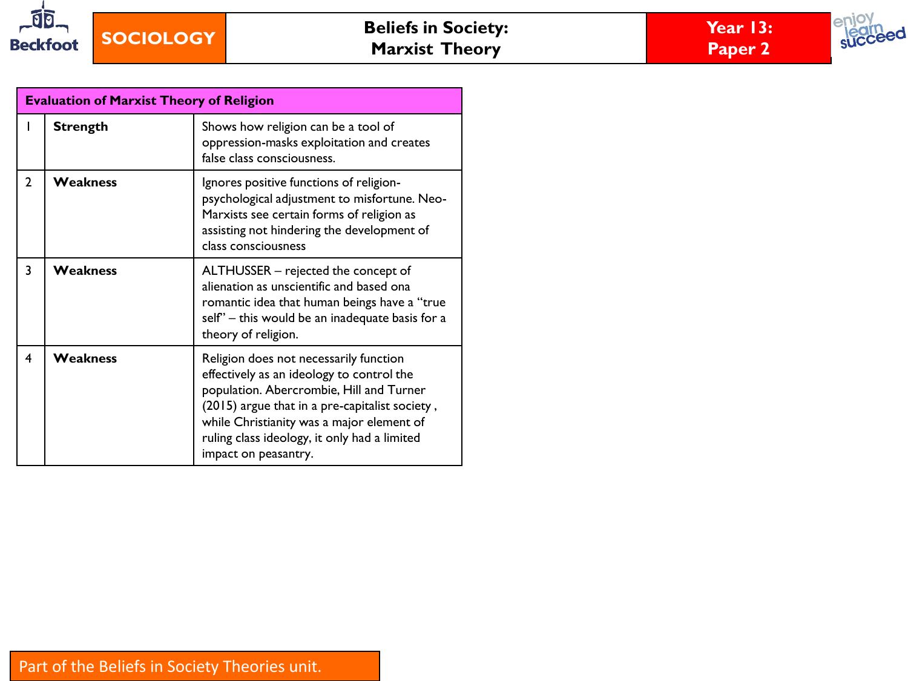**SOCIOLOGY** | **Beliefs in Society: Marxist Theory** | **Year 13: Paper 2**

| Evaluation of Marxist Theory of Religion | | |
|---|---|---|
| 1 | **Strength** | Shows how religion can be a tool of oppression-masks exploitation and creates false class consciousness. |
| 2 | **Weakness** | Ignores positive functions of religion-psychological adjustment to misfortune. Neo-Marxists see certain forms of religion as assisting not hindering the development of class consciousness |
| 3 | **Weakness** | ALTHUSSER – rejected the concept of alienation as unscientific and based ona romantic idea that human beings have a "true self" – this would be an inadequate basis for a theory of religion. |
| 4 | **Weakness** | Religion does not necessarily function effectively as an ideology to control the population. Abercrombie, Hill and Turner (2015) argue that in a pre-capitalist society , while Christianity was a major element of ruling class ideology, it only had a limited impact on peasantry. |

Part of the Beliefs in Society Theories unit.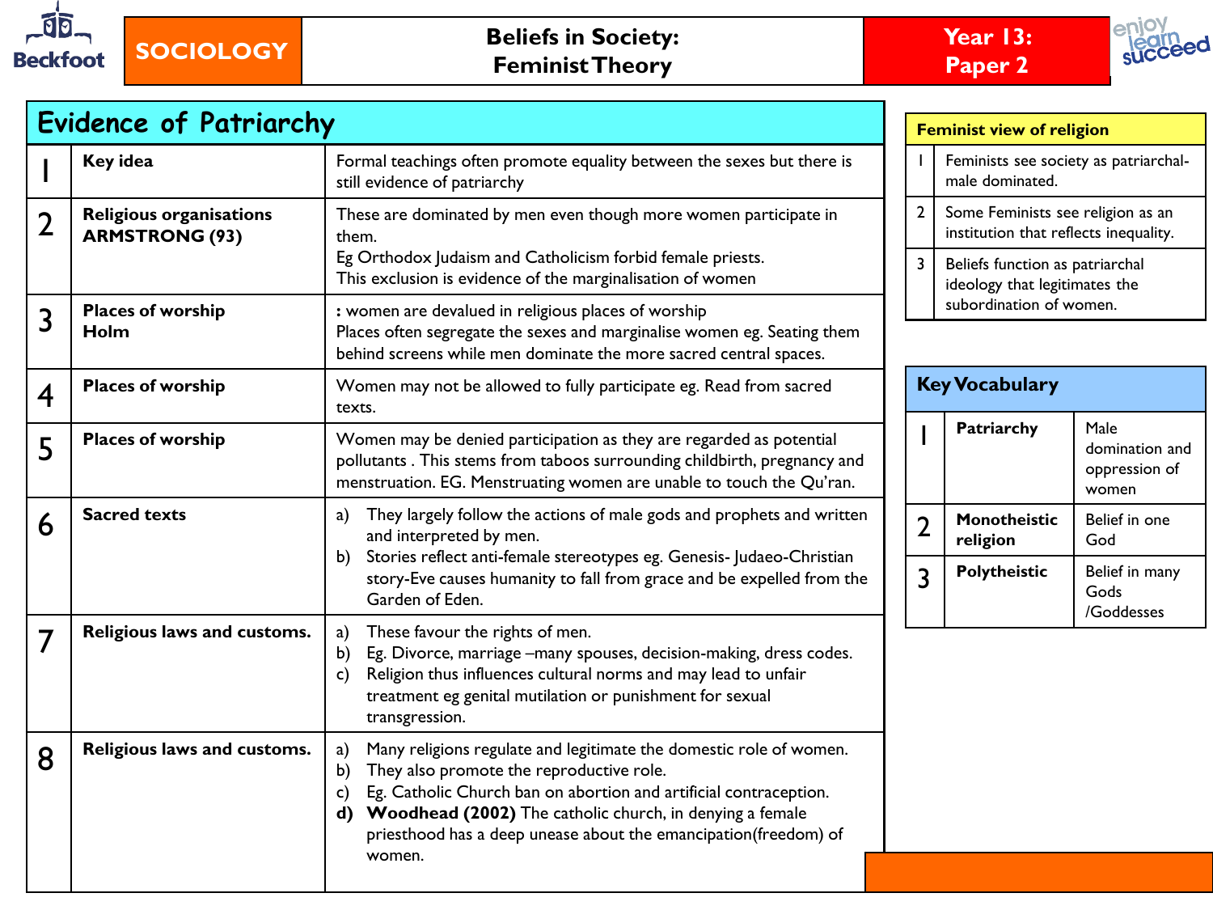# SOCIOLOGY — Beliefs in Society: Feminist Theory — Year 13: Paper 2

## Evidence of Patriarchy

| | | |
|---|---|---|
| 1 | **Key idea** | Formal teachings often promote equality between the sexes but there is still evidence of patriarchy |
| 2 | **Religious organisations ARMSTRONG (93)** | These are dominated by men even though more women participate in them. Eg Orthodox Judaism and Catholicism forbid female priests. This exclusion is evidence of the marginalisation of women |
| 3 | **Places of worship Holm** | : women are devalued in religious places of worship Places often segregate the sexes and marginalise women eg. Seating them behind screens while men dominate the more sacred central spaces. |
| 4 | **Places of worship** | Women may not be allowed to fully participate eg. Read from sacred texts. |
| 5 | **Places of worship** | Women may be denied participation as they are regarded as potential pollutants . This stems from taboos surrounding childbirth, pregnancy and menstruation. EG. Menstruating women are unable to touch the Qu'ran. |
| 6 | **Sacred texts** | a) They largely follow the actions of male gods and prophets and written and interpreted by men. b) Stories reflect anti-female stereotypes eg. Genesis- Judaeo-Christian story-Eve causes humanity to fall from grace and be expelled from the Garden of Eden. |
| 7 | **Religious laws and customs.** | a) These favour the rights of men. b) Eg. Divorce, marriage –many spouses, decision-making, dress codes. c) Religion thus influences cultural norms and may lead to unfair treatment eg genital mutilation or punishment for sexual transgression. |
| 8 | **Religious laws and customs.** | a) Many religions regulate and legitimate the domestic role of women. b) They also promote the reproductive role. c) Eg. Catholic Church ban on abortion and artificial contraception. **d) Woodhead (2002)** The catholic church, in denying a female priesthood has a deep unease about the emancipation(freedom) of women. |

## Feminist view of religion

| | |
|---|---|
| 1 | Feminists see society as patriarchal- male dominated. |
| 2 | Some Feminists see religion as an institution that reflects inequality. |
| 3 | Beliefs function as patriarchal ideology that legitimates the subordination of women. |

## Key Vocabulary

| | | |
|---|---|---|
| 1 | **Patriarchy** | Male domination and oppression of women |
| 2 | **Monotheistic religion** | Belief in one God |
| 3 | **Polytheistic** | Belief in many Gods /Goddesses |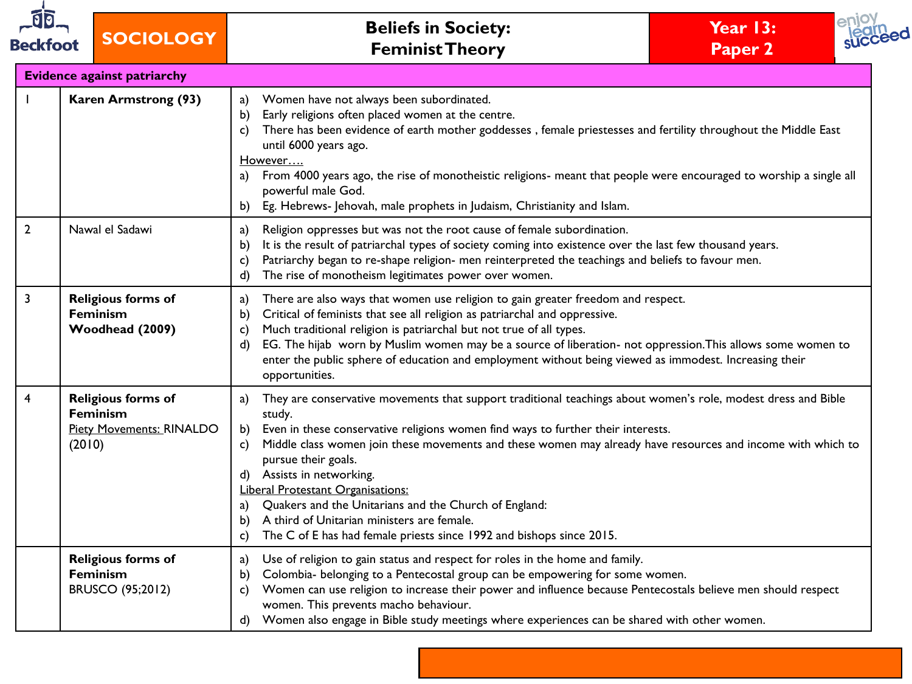# SOCIOLOGY — Beliefs in Society: Feminist Theory — Year 13: Paper 2

| Evidence against patriarchy | | |
|---|---|---|
| 1 | **Karen Armstrong (93)** | a) Women have not always been subordinated.<br>b) Early religions often placed women at the centre.<br>c) There has been evidence of earth mother goddesses , female priestesses and fertility throughout the Middle East until 6000 years ago.<br>However….<br>a) From 4000 years ago, the rise of monotheistic religions- meant that people were encouraged to worship a single all powerful male God.<br>b) Eg. Hebrews- Jehovah, male prophets in Judaism, Christianity and Islam. |
| 2 | Nawal el Sadawi | a) Religion oppresses but was not the root cause of female subordination.<br>b) It is the result of patriarchal types of society coming into existence over the last few thousand years.<br>c) Patriarchy began to re-shape religion- men reinterpreted the teachings and beliefs to favour men.<br>d) The rise of monotheism legitimates power over women. |
| 3 | **Religious forms of Feminism Woodhead (2009)** | a) There are also ways that women use religion to gain greater freedom and respect.<br>b) Critical of feminists that see all religion as patriarchal and oppressive.<br>c) Much traditional religion is patriarchal but not true of all types.<br>d) EG. The hijab worn by Muslim women may be a source of liberation- not oppression.This allows some women to enter the public sphere of education and employment without being viewed as immodest. Increasing their opportunities. |
| 4 | **Religious forms of Feminism**<br>Piety Movements: RINALDO (2010) | a) They are conservative movements that support traditional teachings about women's role, modest dress and Bible study.<br>b) Even in these conservative religions women find ways to further their interests.<br>c) Middle class women join these movements and these women may already have resources and income with which to pursue their goals.<br>d) Assists in networking.<br>Liberal Protestant Organisations:<br>a) Quakers and the Unitarians and the Church of England:<br>b) A third of Unitarian ministers are female.<br>c) The C of E has had female priests since 1992 and bishops since 2015. |
| | **Religious forms of Feminism**<br>BRUSCO (95;2012) | a) Use of religion to gain status and respect for roles in the home and family.<br>b) Colombia- belonging to a Pentecostal group can be empowering for some women.<br>c) Women can use religion to increase their power and influence because Pentecostals believe men should respect women. This prevents macho behaviour.<br>d) Women also engage in Bible study meetings where experiences can be shared with other women. |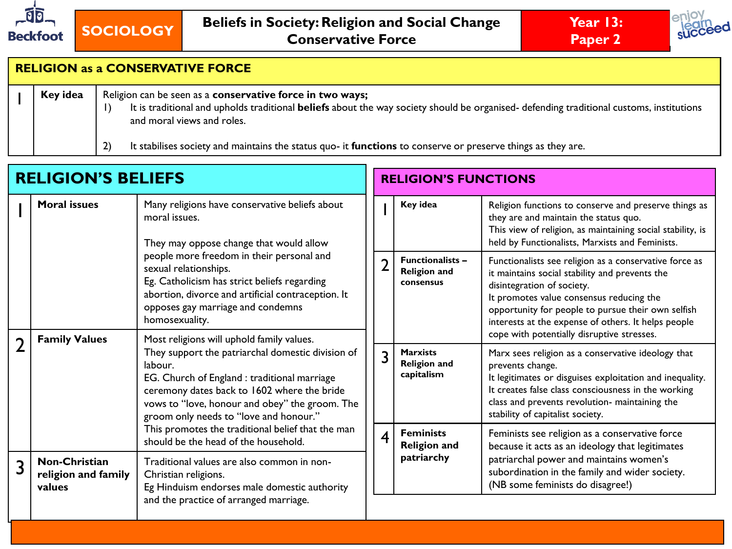SOCIOLOGY | **Beliefs in Society: Religion and Social Change — Conservative Force** | **Year 13: Paper 2**

## RELIGION as a CONSERVATIVE FORCE

| | | |
|---|---|---|
| 1 | **Key idea** | Religion can be seen as a **conservative force in two ways;**<br>1) It is traditional and upholds traditional **beliefs** about the way society should be organised- defending traditional customs, institutions and moral views and roles.<br>2) It stabilises society and maintains the status quo- it **functions** to conserve or preserve things as they are. |

## RELIGION'S BELIEFS

| | | |
|---|---|---|
| 1 | **Moral issues** | Many religions have conservative beliefs about moral issues.<br><br>They may oppose change that would allow people more freedom in their personal and sexual relationships.<br>Eg. Catholicism has strict beliefs regarding abortion, divorce and artificial contraception. It opposes gay marriage and condemns homosexuality. |
| 2 | **Family Values** | Most religions will uphold family values.<br>They support the patriarchal domestic division of labour.<br>EG. Church of England : traditional marriage ceremony dates back to 1602 where the bride vows to "love, honour and obey" the groom. The groom only needs to "love and honour."<br>This promotes the traditional belief that the man should be the head of the household. |
| 3 | **Non-Christian religion and family values** | Traditional values are also common in non-Christian religions.<br>Eg Hinduism endorses male domestic authority and the practice of arranged marriage. |

## RELIGION'S FUNCTIONS

| | | |
|---|---|---|
| 1 | **Key idea** | Religion functions to conserve and preserve things as they are and maintain the status quo.<br>This view of religion, as maintaining social stability, is held by Functionalists, Marxists and Feminists. |
| 2 | **Functionalists – Religion and consensus** | Functionalists see religion as a conservative force as it maintains social stability and prevents the disintegration of society.<br>It promotes value consensus reducing the opportunity for people to pursue their own selfish interests at the expense of others. It helps people cope with potentially disruptive stresses. |
| 3 | **Marxists Religion and capitalism** | Marx sees religion as a conservative ideology that prevents change.<br>It legitimates or disguises exploitation and inequality.<br>It creates false class consciousness in the working class and prevents revolution- maintaining the stability of capitalist society. |
| 4 | **Feminists Religion and patriarchy** | Feminists see religion as a conservative force because it acts as an ideology that legitimates patriarchal power and maintains women's subordination in the family and wider society.<br>(NB some feminists do disagree!) |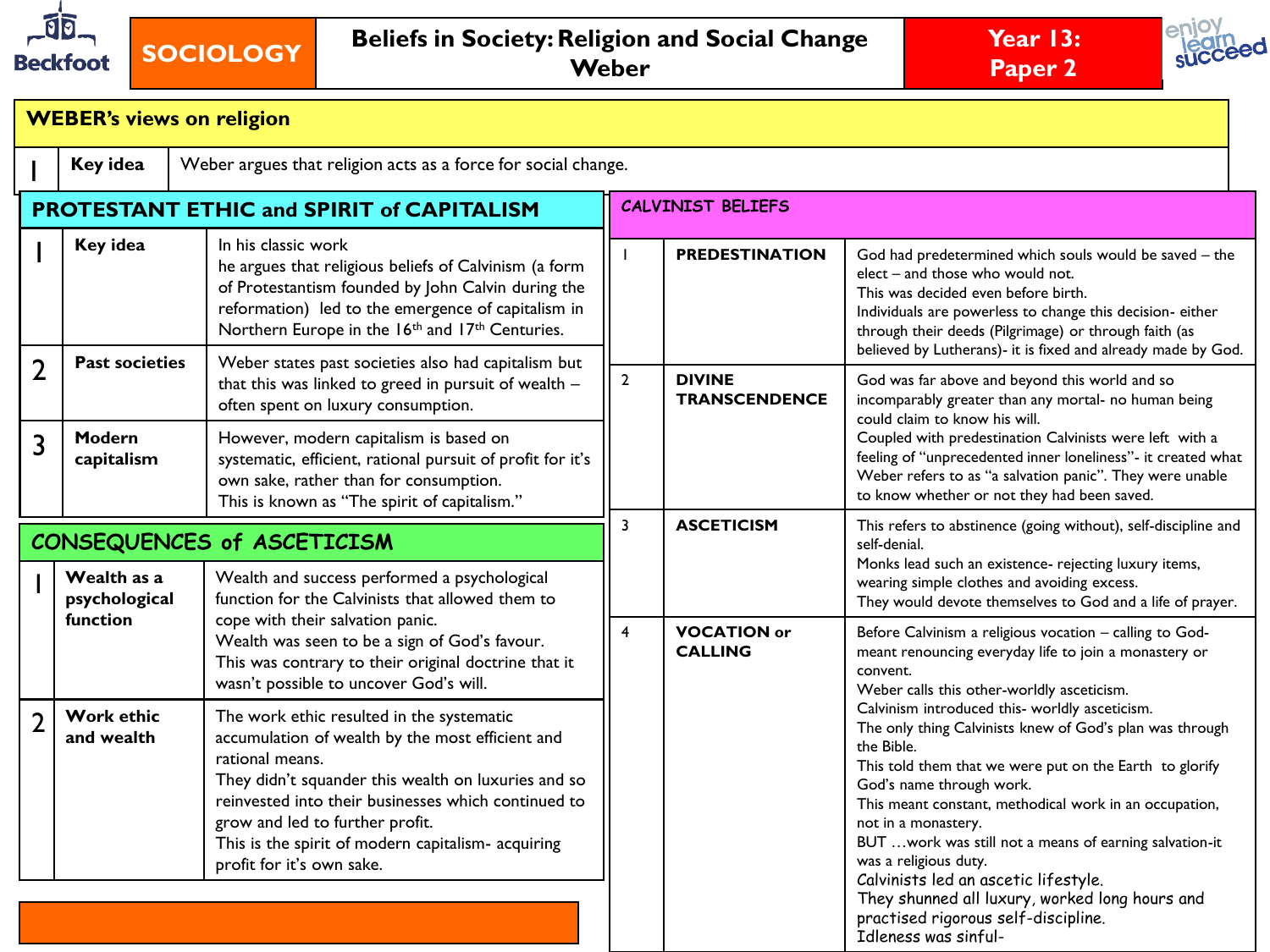# SOCIOLOGY

## Beliefs in Society: Religion and Social Change — Weber

**Year 13: Paper 2**

## WEBER's views on religion

| | | |
|---|---|---|
| 1 | **Key idea** | Weber argues that religion acts as a force for social change. |

## PROTESTANT ETHIC and SPIRIT of CAPITALISM

| | | |
|---|---|---|
| 1 | **Key idea** | In his classic work he argues that religious beliefs of Calvinism (a form of Protestantism founded by John Calvin during the reformation) led to the emergence of capitalism in Northern Europe in the 16th and 17th Centuries. |
| 2 | **Past societies** | Weber states past societies also had capitalism but that this was linked to greed in pursuit of wealth – often spent on luxury consumption. |
| 3 | **Modern capitalism** | However, modern capitalism is based on systematic, efficient, rational pursuit of profit for it's own sake, rather than for consumption. This is known as "The spirit of capitalism." |

## CONSEQUENCES of ASCETICISM

| | | |
|---|---|---|
| 1 | **Wealth as a psychological function** | Wealth and success performed a psychological function for the Calvinists that allowed them to cope with their salvation panic. Wealth was seen to be a sign of God's favour. This was contrary to their original doctrine that it wasn't possible to uncover God's will. |
| 2 | **Work ethic and wealth** | The work ethic resulted in the systematic accumulation of wealth by the most efficient and rational means. They didn't squander this wealth on luxuries and so reinvested into their businesses which continued to grow and led to further profit. This is the spirit of modern capitalism- acquiring profit for it's own sake. |

## CALVINIST BELIEFS

| | | |
|---|---|---|
| 1 | **PREDESTINATION** | God had predetermined which souls would be saved – the elect – and those who would not. This was decided even before birth. Individuals are powerless to change this decision- either through their deeds (Pilgrimage) or through faith (as believed by Lutherans)- it is fixed and already made by God. |
| 2 | **DIVINE TRANSCENDENCE** | God was far above and beyond this world and so incomparably greater than any mortal- no human being could claim to know his will. Coupled with predestination Calvinists were left with a feeling of "unprecedented inner loneliness"- it created what Weber refers to as "a salvation panic". They were unable to know whether or not they had been saved. |
| 3 | **ASCETICISM** | This refers to abstinence (going without), self-discipline and self-denial. Monks lead such an existence- rejecting luxury items, wearing simple clothes and avoiding excess. They would devote themselves to God and a life of prayer. |
| 4 | **VOCATION or CALLING** | Before Calvinism a religious vocation – calling to God- meant renouncing everyday life to join a monastery or convent. Weber calls this other-worldly asceticism. Calvinism introduced this- worldly asceticism. The only thing Calvinists knew of God's plan was through the Bible. This told them that we were put on the Earth to glorify God's name through work. This meant constant, methodical work in an occupation, not in a monastery. BUT …work was still not a means of earning salvation-it was a religious duty. Calvinists led an ascetic lifestyle. They shunned all luxury, worked long hours and practised rigorous self-discipline. Idleness was sinful- |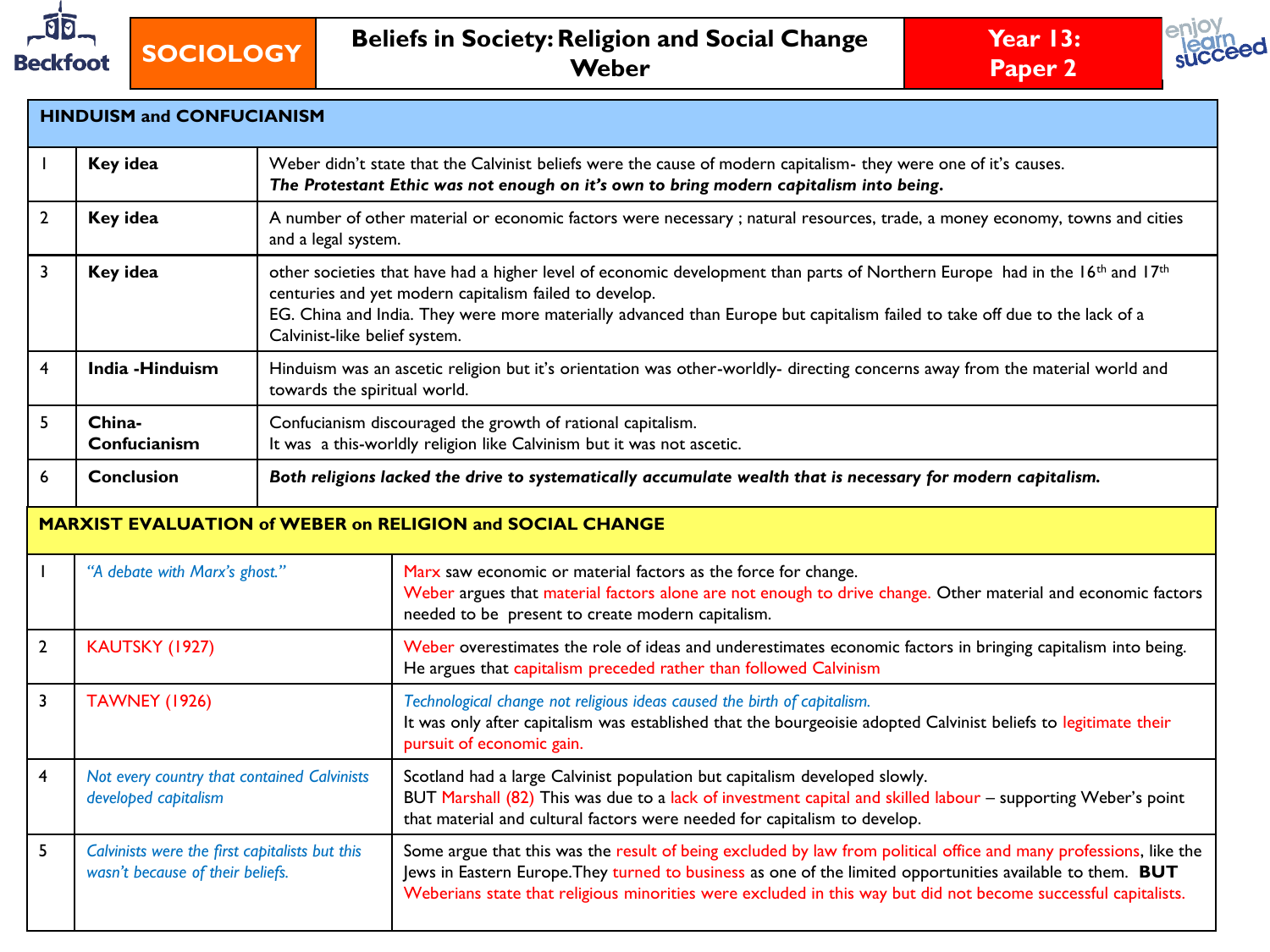# SOCIOLOGY — Beliefs in Society: Religion and Social Change — Weber

**Year 13: Paper 2**

| HINDUISM and CONFUCIANISM | | |
|---|---|---|
| 1 | **Key idea** | Weber didn't state that the Calvinist beliefs were the cause of modern capitalism- they were one of it's causes. ***The Protestant Ethic was not enough on it's own to bring modern capitalism into being.*** |
| 2 | **Key idea** | A number of other material or economic factors were necessary ; natural resources, trade, a money economy, towns and cities and a legal system. |
| 3 | **Key idea** | other societies that have had a higher level of economic development than parts of Northern Europe had in the 16th and 17th centuries and yet modern capitalism failed to develop. EG. China and India. They were more materially advanced than Europe but capitalism failed to take off due to the lack of a Calvinist-like belief system. |
| 4 | **India -Hinduism** | Hinduism was an ascetic religion but it's orientation was other-worldly- directing concerns away from the material world and towards the spiritual world. |
| 5 | **China- Confucianism** | Confucianism discouraged the growth of rational capitalism. It was a this-worldly religion like Calvinism but it was not ascetic. |
| 6 | **Conclusion** | ***Both religions lacked the drive to systematically accumulate wealth that is necessary for modern capitalism.*** |

| MARXIST EVALUATION of WEBER on RELIGION and SOCIAL CHANGE | | |
|---|---|---|
| 1 | *"A debate with Marx's ghost."* | Marx saw economic or material factors as the force for change. Weber argues that material factors alone are not enough to drive change. Other material and economic factors needed to be present to create modern capitalism. |
| 2 | KAUTSKY (1927) | Weber overestimates the role of ideas and underestimates economic factors in bringing capitalism into being. He argues that capitalism preceded rather than followed Calvinism |
| 3 | TAWNEY (1926) | *Technological change not religious ideas caused the birth of capitalism.* It was only after capitalism was established that the bourgeoisie adopted Calvinist beliefs to legitimate their pursuit of economic gain. |
| 4 | *Not every country that contained Calvinists developed capitalism* | Scotland had a large Calvinist population but capitalism developed slowly. BUT Marshall (82) This was due to a lack of investment capital and skilled labour – supporting Weber's point that material and cultural factors were needed for capitalism to develop. |
| 5 | *Calvinists were the first capitalists but this wasn't because of their beliefs.* | Some argue that this was the result of being excluded by law from political office and many professions, like the Jews in Eastern Europe.They turned to business as one of the limited opportunities available to them. **BUT** Weberians state that religious minorities were excluded in this way but did not become successful capitalists. |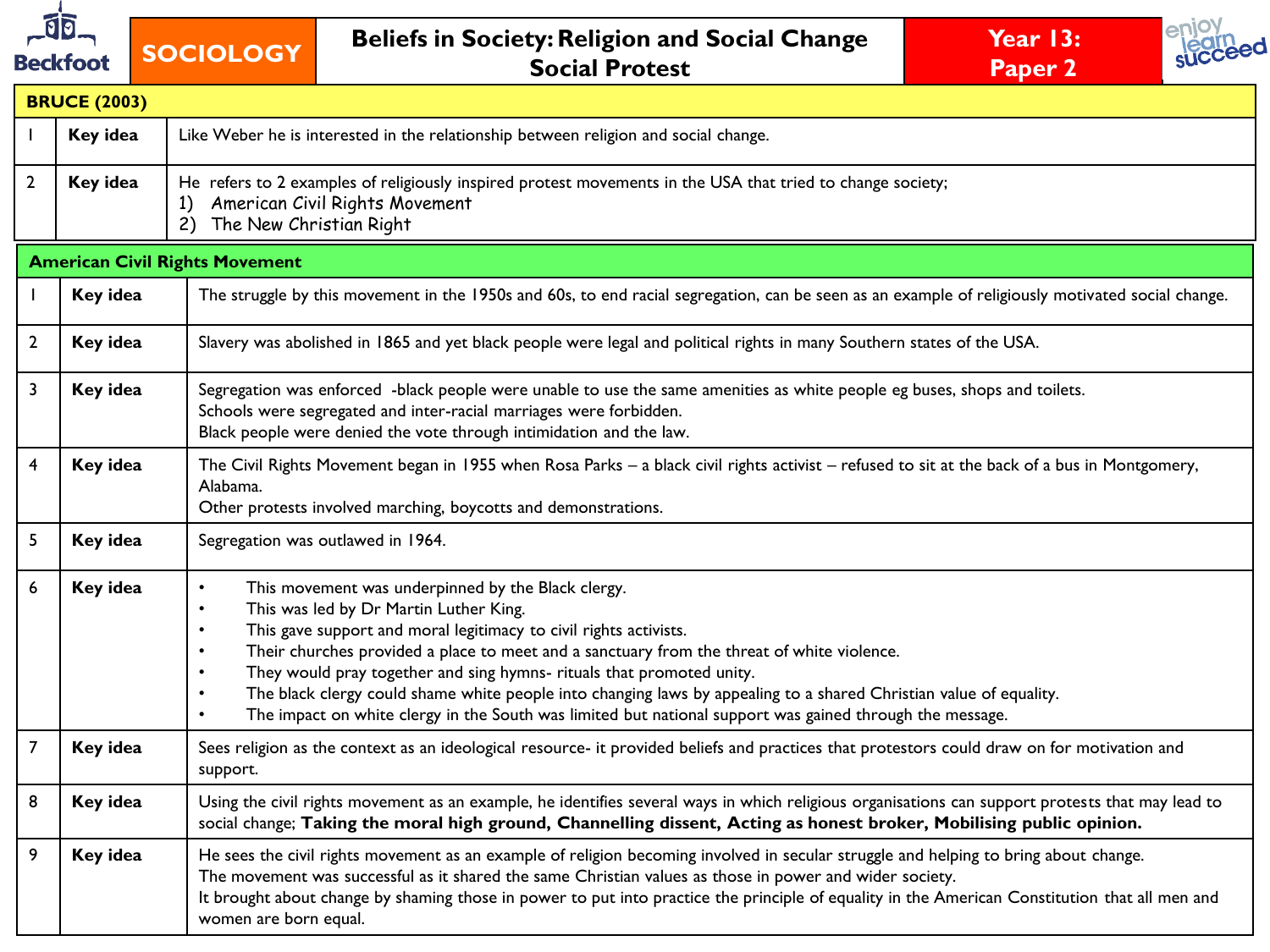# SOCIOLOGY — Beliefs in Society: Religion and Social Change — Social Protest — Year 13: Paper 2

| BRUCE (2003) | | |
|---|---|---|
| 1 | Key idea | Like Weber he is interested in the relationship between religion and social change. |
| 2 | Key idea | He refers to 2 examples of religiously inspired protest movements in the USA that tried to change society;<br>1) American Civil Rights Movement<br>2) The New Christian Right |

| American Civil Rights Movement | | |
|---|---|---|
| 1 | Key idea | The struggle by this movement in the 1950s and 60s, to end racial segregation, can be seen as an example of religiously motivated social change. |
| 2 | Key idea | Slavery was abolished in 1865 and yet black people were legal and political rights in many Southern states of the USA. |
| 3 | Key idea | Segregation was enforced -black people were unable to use the same amenities as white people eg buses, shops and toilets.<br>Schools were segregated and inter-racial marriages were forbidden.<br>Black people were denied the vote through intimidation and the law. |
| 4 | Key idea | The Civil Rights Movement began in 1955 when Rosa Parks – a black civil rights activist – refused to sit at the back of a bus in Montgomery, Alabama.<br>Other protests involved marching, boycotts and demonstrations. |
| 5 | Key idea | Segregation was outlawed in 1964. |
| 6 | Key idea | • This movement was underpinned by the Black clergy.<br>• This was led by Dr Martin Luther King.<br>• This gave support and moral legitimacy to civil rights activists.<br>• Their churches provided a place to meet and a sanctuary from the threat of white violence.<br>• They would pray together and sing hymns- rituals that promoted unity.<br>• The black clergy could shame white people into changing laws by appealing to a shared Christian value of equality.<br>• The impact on white clergy in the South was limited but national support was gained through the message. |
| 7 | Key idea | Sees religion as the context as an ideological resource- it provided beliefs and practices that protestors could draw on for motivation and support. |
| 8 | Key idea | Using the civil rights movement as an example, he identifies several ways in which religious organisations can support protests that may lead to social change; **Taking the moral high ground, Channelling dissent, Acting as honest broker, Mobilising public opinion.** |
| 9 | Key idea | He sees the civil rights movement as an example of religion becoming involved in secular struggle and helping to bring about change.<br>The movement was successful as it shared the same Christian values as those in power and wider society.<br>It brought about change by shaming those in power to put into practice the principle of equality in the American Constitution that all men and women are born equal. |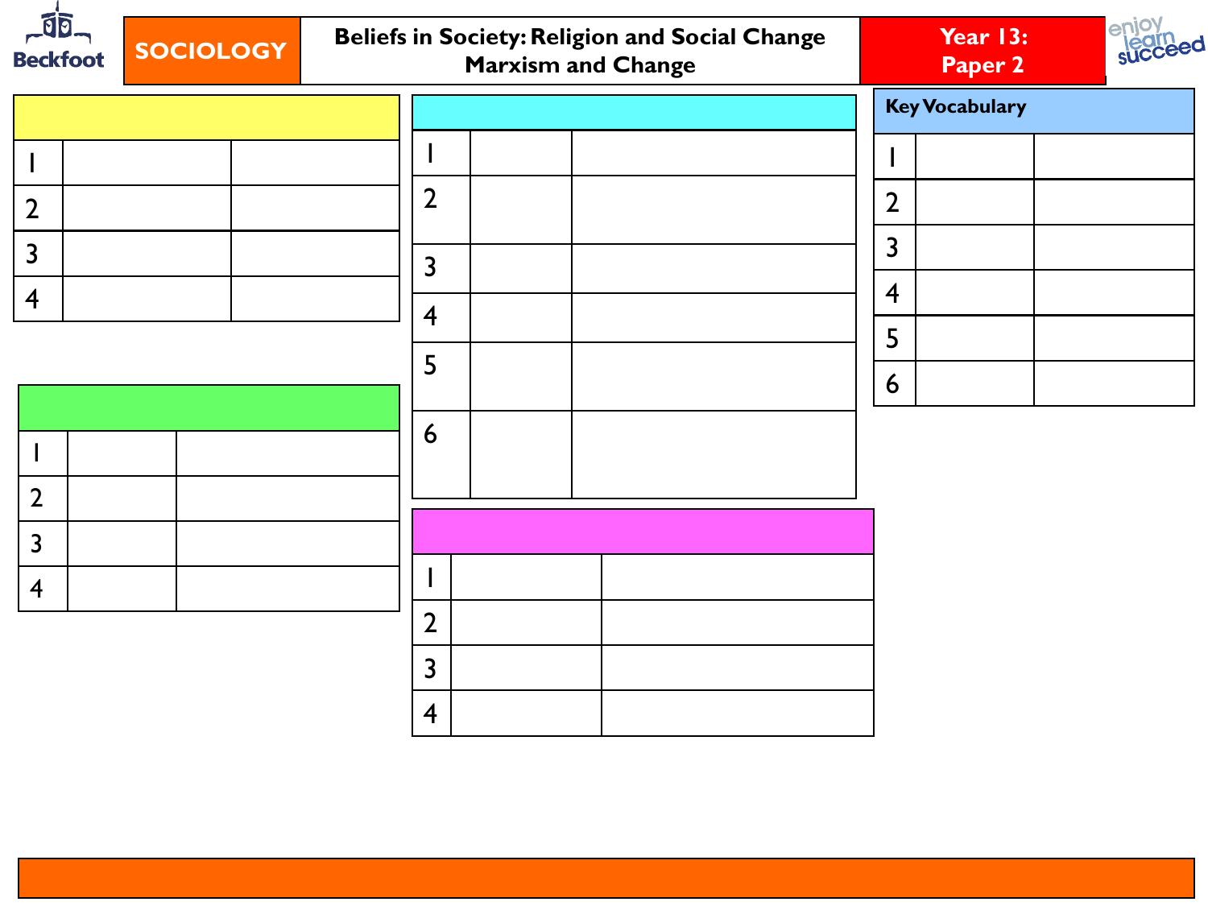SOCIOLOGY | Beliefs in Society: Religion and Social Change
Marxism and Change | Year 13: Paper 2

| | | |
|---|---|---|
| 1 | | |
| 2 | | |
| 3 | | |
| 4 | | |

| | | |
|---|---|---|
| 1 | | |
| 2 | | |
| 3 | | |
| 4 | | |

| | | |
|---|---|---|
| 1 | | |
| 2 | | |
| 3 | | |
| 4 | | |
| 5 | | |
| 6 | | |

| | | |
|---|---|---|
| 1 | | |
| 2 | | |
| 3 | | |
| 4 | | |

| Key Vocabulary | | |
|---|---|---|
| 1 | | |
| 2 | | |
| 3 | | |
| 4 | | |
| 5 | | |
| 6 | | |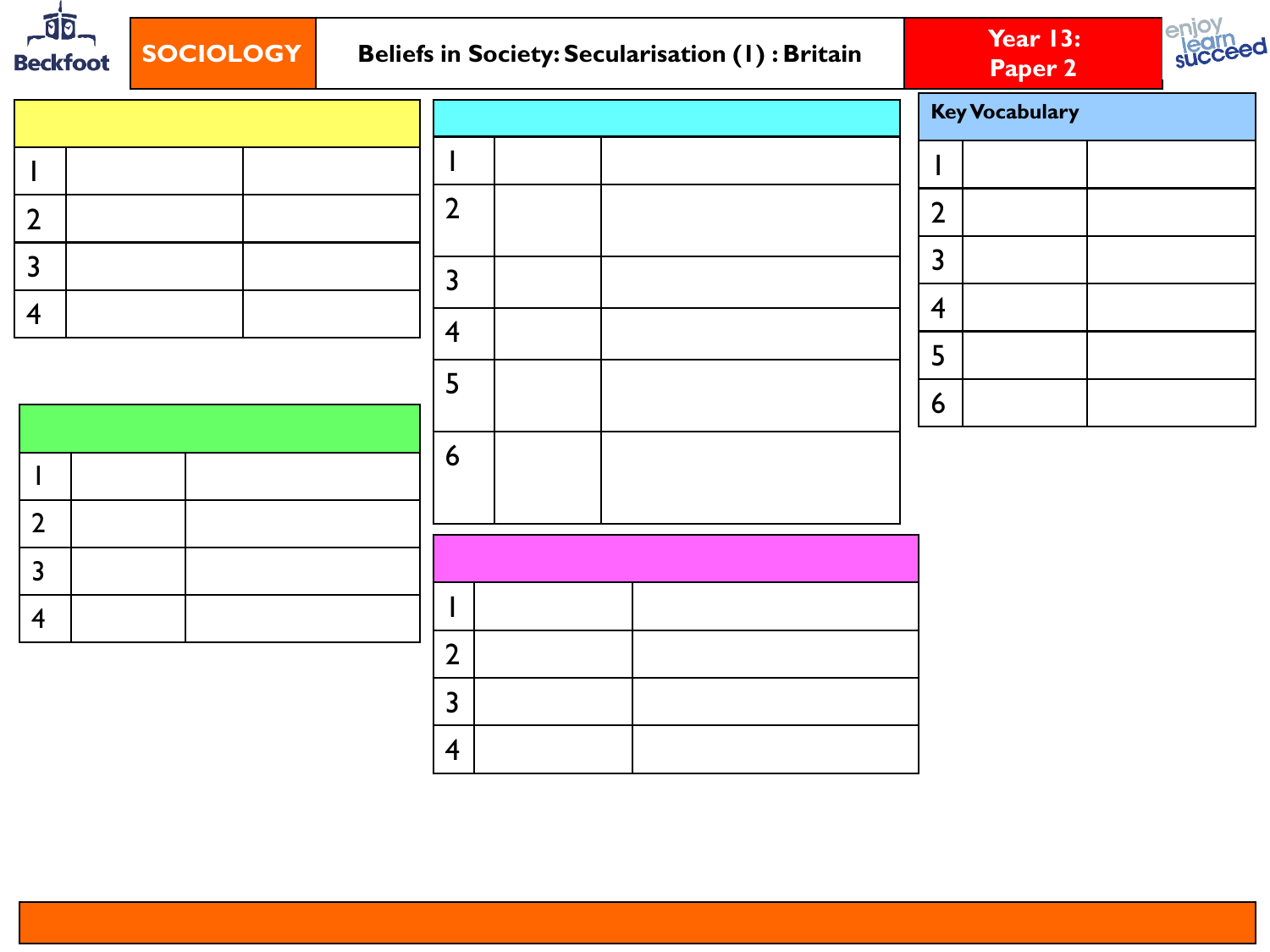SOCIOLOGY | Beliefs in Society: Secularisation (1) : Britain | Year 13: Paper 2

| | | |
|---|---|---|
| 1 | | |
| 2 | | |
| 3 | | |
| 4 | | |

| | | |
|---|---|---|
| 1 | | |
| 2 | | |
| 3 | | |
| 4 | | |

| | | |
|---|---|---|
| 1 | | |
| 2 | | |
| 3 | | |
| 4 | | |
| 5 | | |
| 6 | | |

| | | |
|---|---|---|
| 1 | | |
| 2 | | |
| 3 | | |
| 4 | | |

| Key Vocabulary | | |
|---|---|---|
| 1 | | |
| 2 | | |
| 3 | | |
| 4 | | |
| 5 | | |
| 6 | | |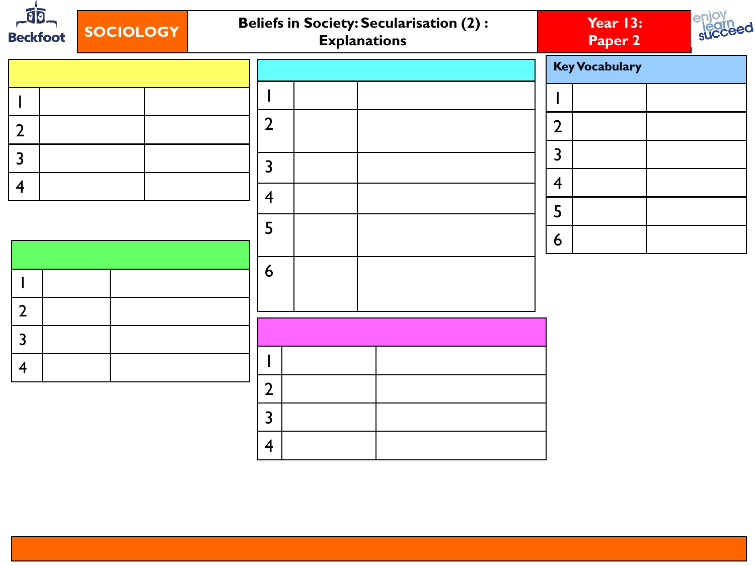SOCIOLOGY | Beliefs in Society: Secularisation (2) : Explanations | Year 13: Paper 2

| | | |
|---|---|---|
| 1 | | |
| 2 | | |
| 3 | | |
| 4 | | |

| | | |
|---|---|---|
| 1 | | |
| 2 | | |
| 3 | | |
| 4 | | |

| | | |
|---|---|---|
| 1 | | |
| 2 | | |
| 3 | | |
| 4 | | |
| 5 | | |
| 6 | | |

| | | |
|---|---|---|
| 1 | | |
| 2 | | |
| 3 | | |
| 4 | | |

**Key Vocabulary**

| | | |
|---|---|---|
| 1 | | |
| 2 | | |
| 3 | | |
| 4 | | |
| 5 | | |
| 6 | | |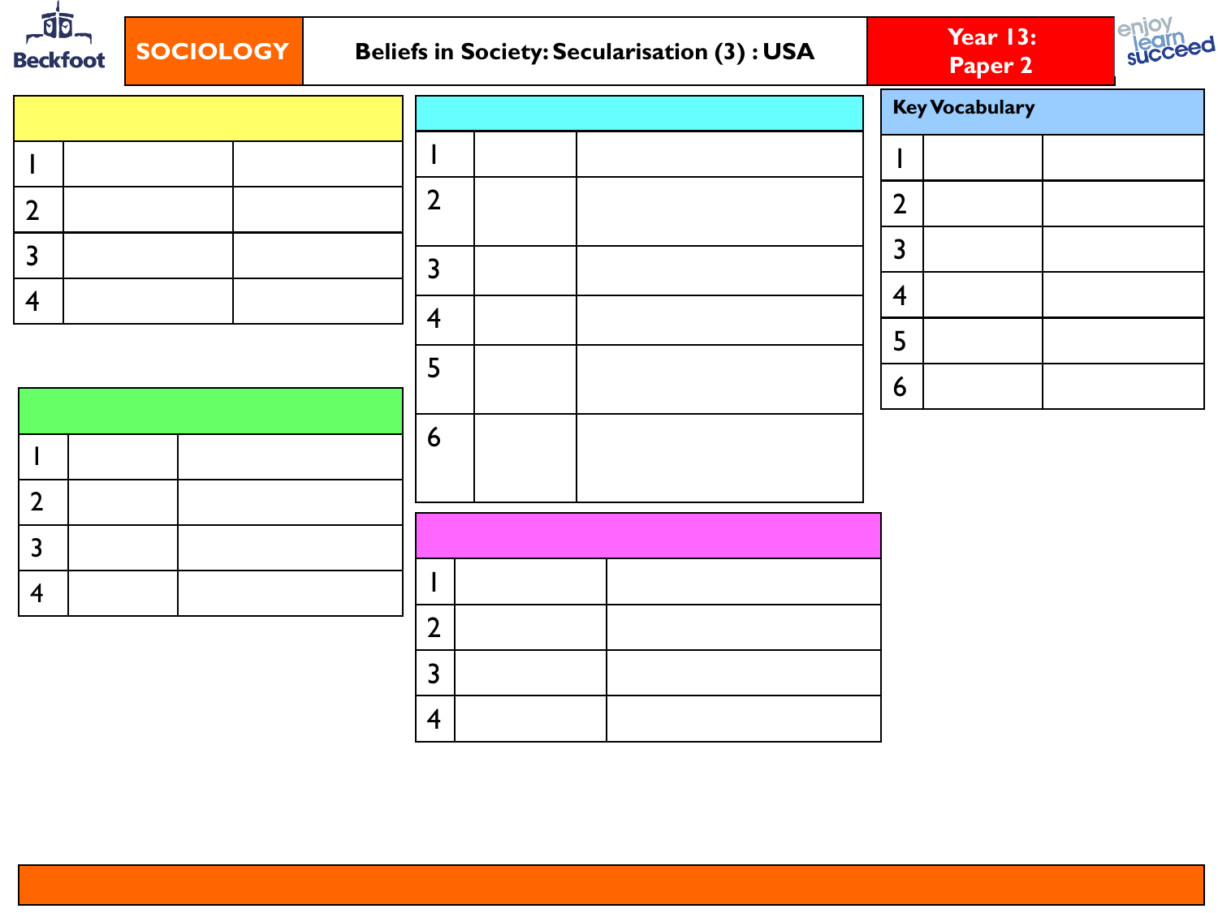# SOCIOLOGY — Beliefs in Society: Secularisation (3) : USA

**Year 13: Paper 2**

| | | |
|---|---|---|
| 1 | | |
| 2 | | |
| 3 | | |
| 4 | | |

| | | |
|---|---|---|
| 1 | | |
| 2 | | |
| 3 | | |
| 4 | | |

| | | |
|---|---|---|
| 1 | | |
| 2 | | |
| 3 | | |
| 4 | | |
| 5 | | |
| 6 | | |

| | | |
|---|---|---|
| 1 | | |
| 2 | | |
| 3 | | |
| 4 | | |

**Key Vocabulary**

| | | |
|---|---|---|
| 1 | | |
| 2 | | |
| 3 | | |
| 4 | | |
| 5 | | |
| 6 | | |